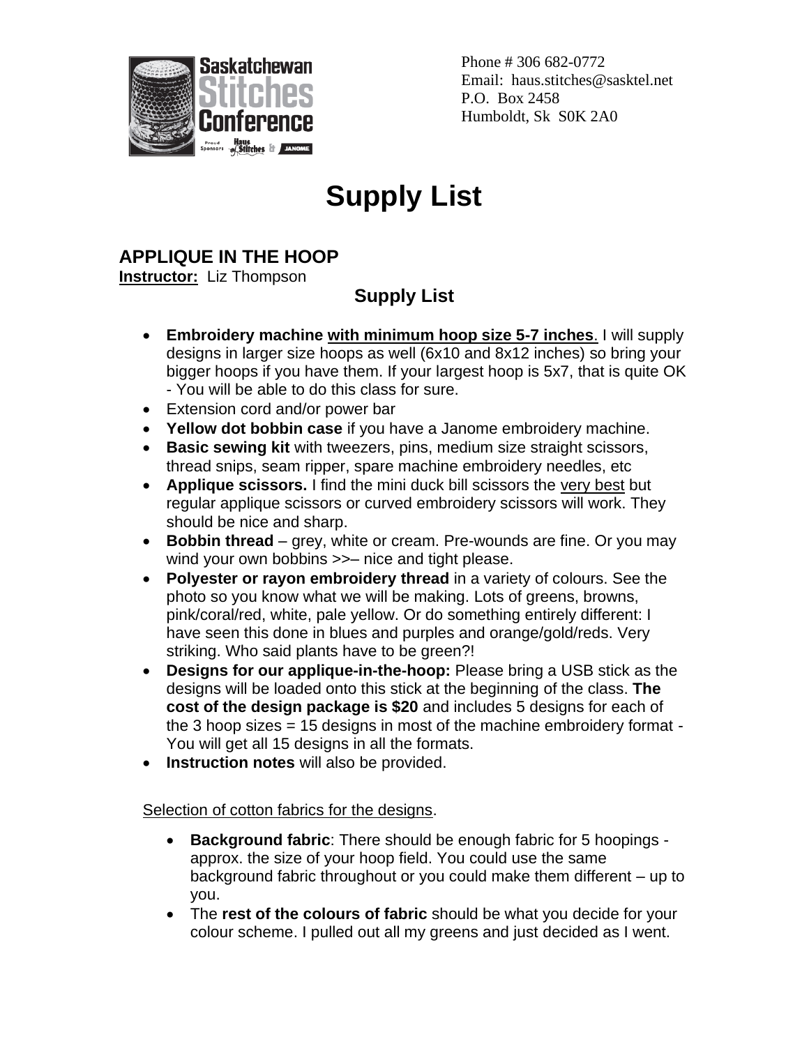Saskatchewan Stitches Conference

Proud Sponsors Haus of Stitches & JANOME

Phone # 306 682-0772
Email: haus.stitches@sasktel.net
P.O. Box 2458
Humboldt, Sk S0K 2A0

# Supply List

## APPLIQUE IN THE HOOP

**Instructor:** Liz Thompson

### Supply List

- **Embroidery machine with minimum hoop size 5-7 inches**. I will supply designs in larger size hoops as well (6x10 and 8x12 inches) so bring your bigger hoops if you have them. If your largest hoop is 5x7, that is quite OK - You will be able to do this class for sure.
- Extension cord and/or power bar
- **Yellow dot bobbin case** if you have a Janome embroidery machine.
- **Basic sewing kit** with tweezers, pins, medium size straight scissors, thread snips, seam ripper, spare machine embroidery needles, etc
- **Applique scissors.** I find the mini duck bill scissors the very best but regular applique scissors or curved embroidery scissors will work. They should be nice and sharp.
- **Bobbin thread** – grey, white or cream. Pre-wounds are fine. Or you may wind your own bobbins >>– nice and tight please.
- **Polyester or rayon embroidery thread** in a variety of colours. See the photo so you know what we will be making. Lots of greens, browns, pink/coral/red, white, pale yellow. Or do something entirely different: I have seen this done in blues and purples and orange/gold/reds. Very striking. Who said plants have to be green?!
- **Designs for our applique-in-the-hoop:** Please bring a USB stick as the designs will be loaded onto this stick at the beginning of the class. **The cost of the design package is $20** and includes 5 designs for each of the 3 hoop sizes = 15 designs in most of the machine embroidery format - You will get all 15 designs in all the formats.
- **Instruction notes** will also be provided.

Selection of cotton fabrics for the designs.

- **Background fabric**: There should be enough fabric for 5 hoopings - approx. the size of your hoop field. You could use the same background fabric throughout or you could make them different – up to you.
- The **rest of the colours of fabric** should be what you decide for your colour scheme. I pulled out all my greens and just decided as I went.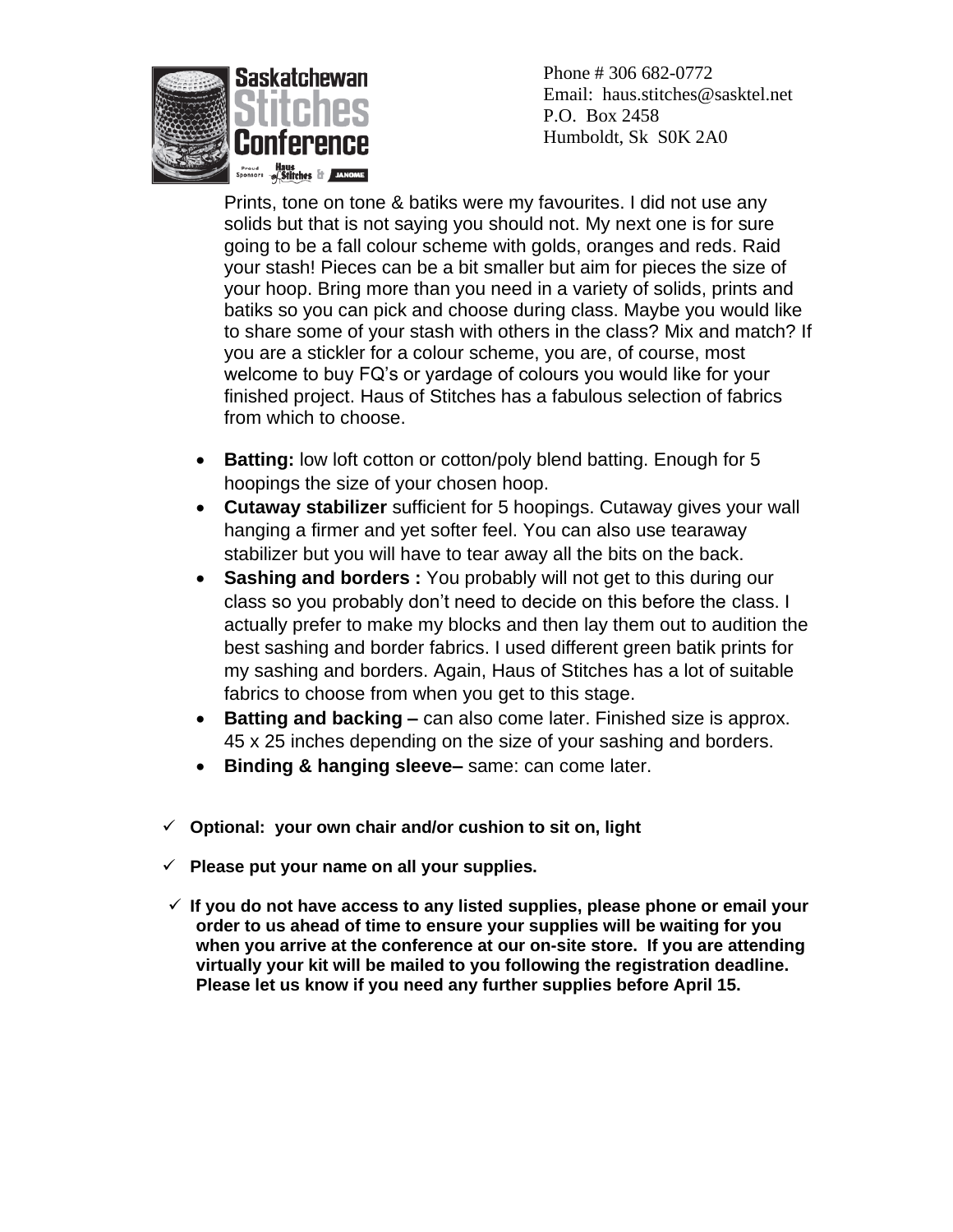Phone # 306 682-0772
Email: haus.stitches@sasktel.net
P.O. Box 2458
Humboldt, Sk S0K 2A0

Prints, tone on tone & batiks were my favourites. I did not use any solids but that is not saying you should not. My next one is for sure going to be a fall colour scheme with golds, oranges and reds. Raid your stash! Pieces can be a bit smaller but aim for pieces the size of your hoop. Bring more than you need in a variety of solids, prints and batiks so you can pick and choose during class. Maybe you would like to share some of your stash with others in the class? Mix and match? If you are a stickler for a colour scheme, you are, of course, most welcome to buy FQ's or yardage of colours you would like for your finished project. Haus of Stitches has a fabulous selection of fabrics from which to choose.

- **Batting:** low loft cotton or cotton/poly blend batting. Enough for 5 hoopings the size of your chosen hoop.
- **Cutaway stabilizer** sufficient for 5 hoopings. Cutaway gives your wall hanging a firmer and yet softer feel. You can also use tearaway stabilizer but you will have to tear away all the bits on the back.
- **Sashing and borders :** You probably will not get to this during our class so you probably don't need to decide on this before the class. I actually prefer to make my blocks and then lay them out to audition the best sashing and border fabrics. I used different green batik prints for my sashing and borders. Again, Haus of Stitches has a lot of suitable fabrics to choose from when you get to this stage.
- **Batting and backing –** can also come later. Finished size is approx. 45 x 25 inches depending on the size of your sashing and borders.
- **Binding & hanging sleeve–** same: can come later.

✓ **Optional: your own chair and/or cushion to sit on, light**

✓ **Please put your name on all your supplies.**

✓ **If you do not have access to any listed supplies, please phone or email your order to us ahead of time to ensure your supplies will be waiting for you when you arrive at the conference at our on-site store. If you are attending virtually your kit will be mailed to you following the registration deadline. Please let us know if you need any further supplies before April 15.**